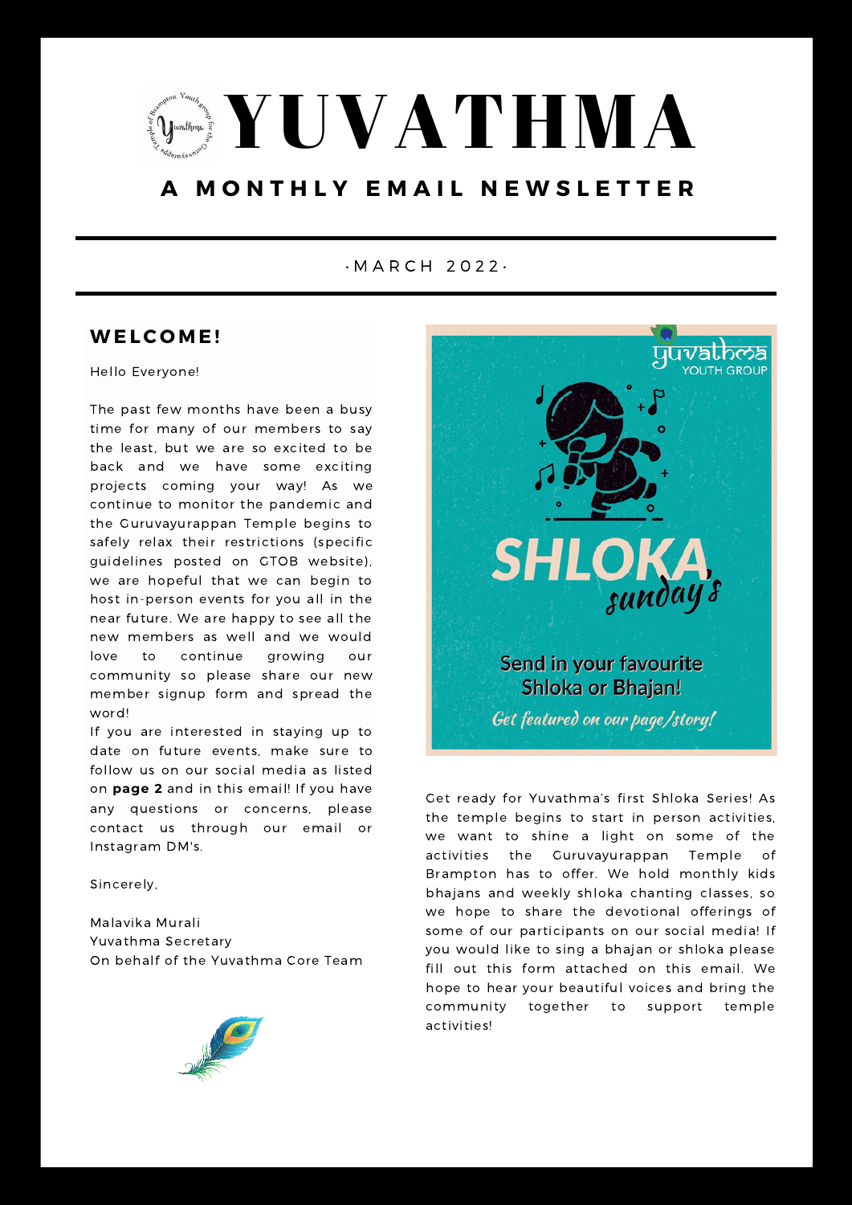# YUVATHMA

**A MONTHLY EMAIL NEWSLETTER**

·MARCH 2022·

## WELCOME!

Hello Everyone!

The past few months have been a busy time for many of our members to say the least, but we are so excited to be back and we have some exciting projects coming your way! As we continue to monitor the pandemic and the Guruvayurappan Temple begins to safely relax their restrictions (specific guidelines posted on GTOB website), we are hopeful that we can begin to host in-person events for you all in the near future. We are happy to see all the new members as well and we would love to continue growing our community so please share our new member signup form and spread the word!

If you are interested in staying up to date on future events, make sure to follow us on our social media as listed on **page 2** and in this email! If you have any questions or concerns, please contact us through our email or Instagram DM's.

Sincerely,

Malavika Murali
Yuvathma Secretary
On behalf of the Yuvathma Core Team

yuvathma YOUTH GROUP

SHLOKA sunday's

Send in your favourite Shloka or Bhajan!

*Get featured on our page/story!*

Get ready for Yuvathma's first Shloka Series! As the temple begins to start in person activities, we want to shine a light on some of the activities the Guruvayurappan Temple of Brampton has to offer. We hold monthly kids bhajans and weekly shloka chanting classes, so we hope to share the devotional offerings of some of our participants on our social media! If you would like to sing a bhajan or shloka please fill out this form attached on this email. We hope to hear your beautiful voices and bring the community together to support temple activities!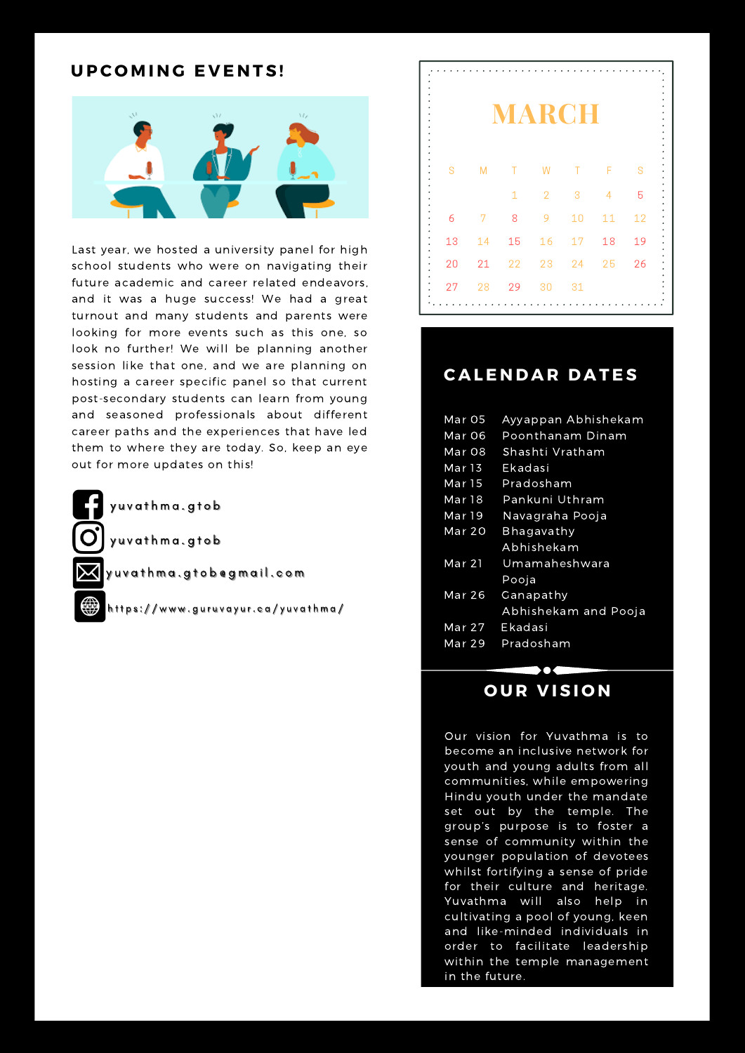## UPCOMING EVENTS!

Last year, we hosted a university panel for high school students who were on navigating their future academic and career related endeavors, and it was a huge success! We had a great turnout and many students and parents were looking for more events such as this one, so look no further! We will be planning another session like that one, and we are planning on hosting a career specific panel so that current post-secondary students can learn from young and seasoned professionals about different career paths and the experiences that have led them to where they are today. So, keep an eye out for more updates on this!

yuvathma.gtob

yuvathma.gtob

yuvathma.gtob@gmail.com

https://www.guruvayur.ca/yuvathma/

## MARCH

| S | M | T | W | T | F | S |
|---|---|---|---|---|---|---|
| | | 1 | 2 | 3 | 4 | 5 |
| 6 | 7 | 8 | 9 | 10 | 11 | 12 |
| 13 | 14 | 15 | 16 | 17 | 18 | 19 |
| 20 | 21 | 22 | 23 | 24 | 25 | 26 |
| 27 | 28 | 29 | 30 | 31 | | |

## CALENDAR DATES

| | |
|---|---|
| Mar 05 | Ayyappan Abhishekam |
| Mar 06 | Poonthanam Dinam |
| Mar 08 | Shashti Vratham |
| Mar 13 | Ekadasi |
| Mar 15 | Pradosham |
| Mar 18 | Pankuni Uthram |
| Mar 19 | Navagraha Pooja |
| Mar 20 | Bhagavathy Abhishekam |
| Mar 21 | Umamaheshwara Pooja |
| Mar 26 | Ganapathy Abhishekam and Pooja |
| Mar 27 | Ekadasi |
| Mar 29 | Pradosham |

## OUR VISION

Our vision for Yuvathma is to become an inclusive network for youth and young adults from all communities, while empowering Hindu youth under the mandate set out by the temple. The group's purpose is to foster a sense of community within the younger population of devotees whilst fortifying a sense of pride for their culture and heritage. Yuvathma will also help in cultivating a pool of young, keen and like-minded individuals in order to facilitate leadership within the temple management in the future.